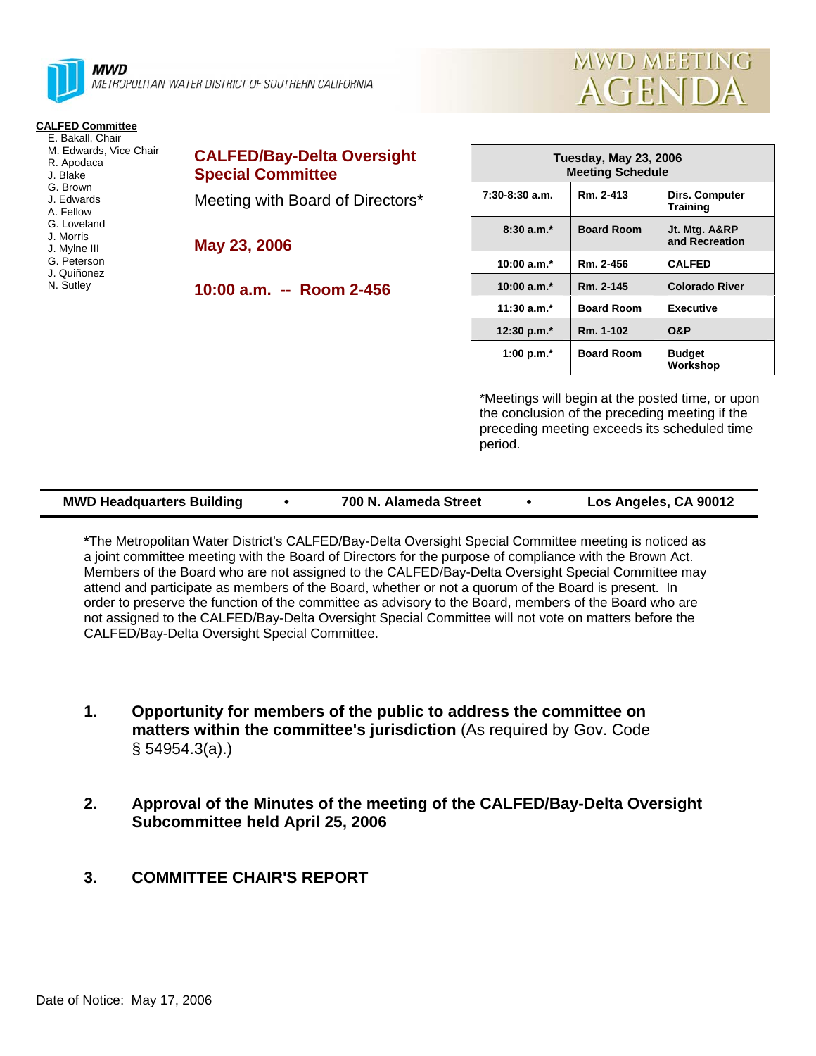**MWD**
METROPOLITAN WATER DISTRICT OF SOUTHERN CALIFORNIA

# MWD MEETING AGENDA

**CALFED Committee**
E. Bakall, Chair
M. Edwards, Vice Chair
R. Apodaca
J. Blake
G. Brown
J. Edwards
A. Fellow
G. Loveland
J. Morris
J. Mylne III
G. Peterson
J. Quiñonez
N. Sutley

## CALFED/Bay-Delta Oversight Special Committee

Meeting with Board of Directors*

**May 23, 2006**

**10:00 a.m. -- Room 2-456**

| Tuesday, May 23, 2006 Meeting Schedule | | |
|---|---|---|
| 7:30-8:30 a.m. | Rm. 2-413 | Dirs. Computer Training |
| 8:30 a.m.* | Board Room | Jt. Mtg. A&RP and Recreation |
| 10:00 a.m.* | Rm. 2-456 | CALFED |
| 10:00 a.m.* | Rm. 2-145 | Colorado River |
| 11:30 a.m.* | Board Room | Executive |
| 12:30 p.m.* | Rm. 1-102 | O&P |
| 1:00 p.m.* | Board Room | Budget Workshop |

*Meetings will begin at the posted time, or upon the conclusion of the preceding meeting if the preceding meeting exceeds its scheduled time period.

**MWD Headquarters Building • 700 N. Alameda Street • Los Angeles, CA 90012**

***The Metropolitan Water District's CALFED/Bay-Delta Oversight Special Committee meeting is noticed as a joint committee meeting with the Board of Directors for the purpose of compliance with the Brown Act. Members of the Board who are not assigned to the CALFED/Bay-Delta Oversight Special Committee may attend and participate as members of the Board, whether or not a quorum of the Board is present. In order to preserve the function of the committee as advisory to the Board, members of the Board who are not assigned to the CALFED/Bay-Delta Oversight Special Committee will not vote on matters before the CALFED/Bay-Delta Oversight Special Committee.

1. **Opportunity for members of the public to address the committee on matters within the committee's jurisdiction** (As required by Gov. Code § 54954.3(a).)

2. **Approval of the Minutes of the meeting of the CALFED/Bay-Delta Oversight Subcommittee held April 25, 2006**

3. **COMMITTEE CHAIR'S REPORT**

Date of Notice: May 17, 2006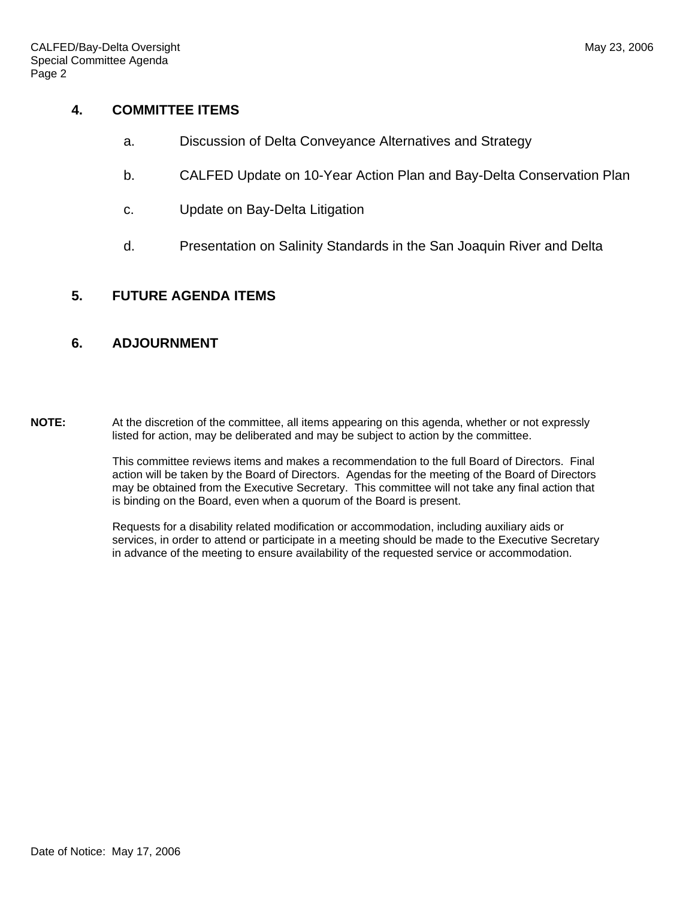## 4. COMMITTEE ITEMS

a. Discussion of Delta Conveyance Alternatives and Strategy

b. CALFED Update on 10-Year Action Plan and Bay-Delta Conservation Plan

c. Update on Bay-Delta Litigation

d. Presentation on Salinity Standards in the San Joaquin River and Delta

## 5. FUTURE AGENDA ITEMS

## 6. ADJOURNMENT

**NOTE:** At the discretion of the committee, all items appearing on this agenda, whether or not expressly listed for action, may be deliberated and may be subject to action by the committee.

This committee reviews items and makes a recommendation to the full Board of Directors. Final action will be taken by the Board of Directors. Agendas for the meeting of the Board of Directors may be obtained from the Executive Secretary. This committee will not take any final action that is binding on the Board, even when a quorum of the Board is present.

Requests for a disability related modification or accommodation, including auxiliary aids or services, in order to attend or participate in a meeting should be made to the Executive Secretary in advance of the meeting to ensure availability of the requested service or accommodation.

Date of Notice: May 17, 2006